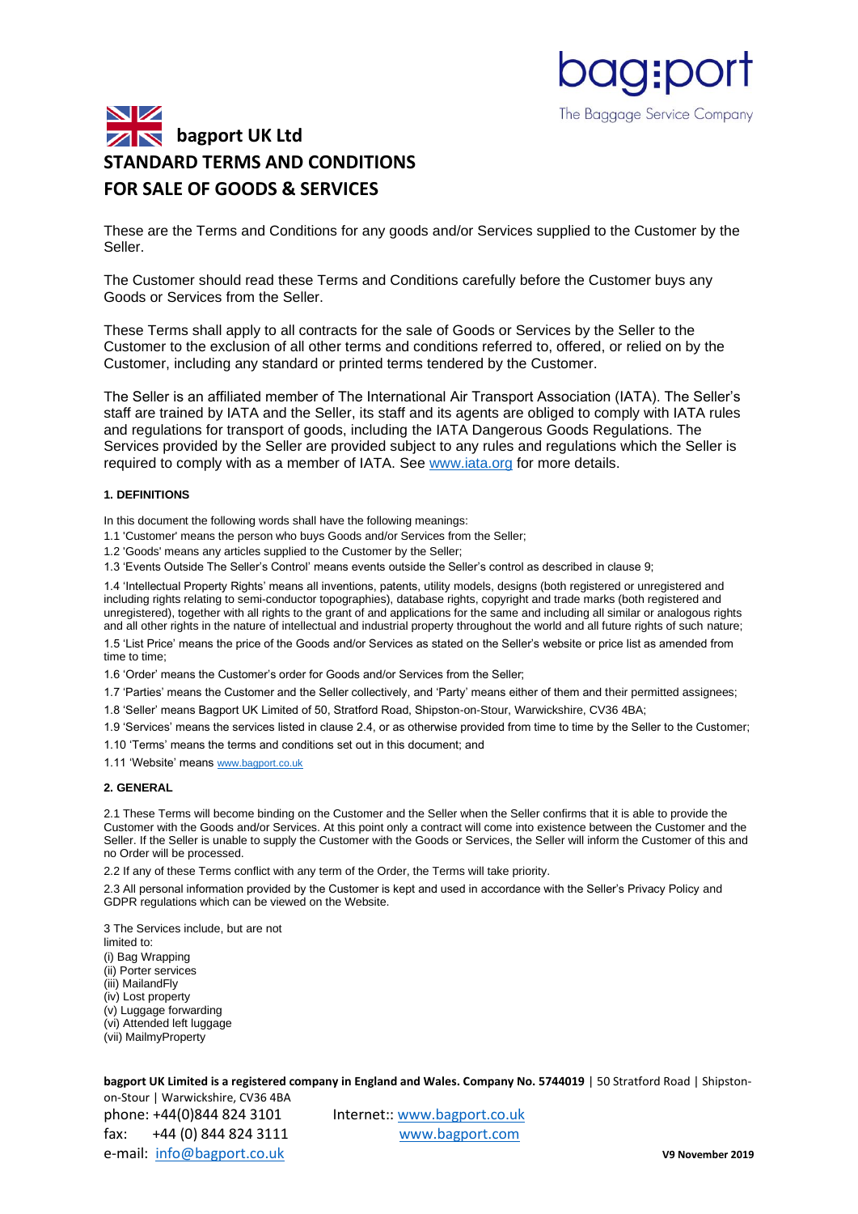bag:port

The Baggage Service Company

# bagport UK Ltd

# STANDARD TERMS AND CONDITIONS FOR SALE OF GOODS & SERVICES

These are the Terms and Conditions for any goods and/or Services supplied to the Customer by the Seller.

The Customer should read these Terms and Conditions carefully before the Customer buys any Goods or Services from the Seller.

These Terms shall apply to all contracts for the sale of Goods or Services by the Seller to the Customer to the exclusion of all other terms and conditions referred to, offered, or relied on by the Customer, including any standard or printed terms tendered by the Customer.

The Seller is an affiliated member of The International Air Transport Association (IATA). The Seller's staff are trained by IATA and the Seller, its staff and its agents are obliged to comply with IATA rules and regulations for transport of goods, including the IATA Dangerous Goods Regulations. The Services provided by the Seller are provided subject to any rules and regulations which the Seller is required to comply with as a member of IATA. See www.iata.org for more details.

**1. DEFINITIONS**

In this document the following words shall have the following meanings:

1.1 'Customer' means the person who buys Goods and/or Services from the Seller;

1.2 'Goods' means any articles supplied to the Customer by the Seller;

1.3 'Events Outside The Seller's Control' means events outside the Seller's control as described in clause 9;

1.4 'Intellectual Property Rights' means all inventions, patents, utility models, designs (both registered or unregistered and including rights relating to semi-conductor topographies), database rights, copyright and trade marks (both registered and unregistered), together with all rights to the grant of and applications for the same and including all similar or analogous rights and all other rights in the nature of intellectual and industrial property throughout the world and all future rights of such nature;

1.5 'List Price' means the price of the Goods and/or Services as stated on the Seller's website or price list as amended from time to time;

1.6 'Order' means the Customer's order for Goods and/or Services from the Seller;

1.7 'Parties' means the Customer and the Seller collectively, and 'Party' means either of them and their permitted assignees;

1.8 'Seller' means Bagport UK Limited of 50, Stratford Road, Shipston-on-Stour, Warwickshire, CV36 4BA;

1.9 'Services' means the services listed in clause 2.4, or as otherwise provided from time to time by the Seller to the Customer;

1.10 'Terms' means the terms and conditions set out in this document; and

1.11 'Website' means www.bagport.co.uk

**2. GENERAL**

2.1 These Terms will become binding on the Customer and the Seller when the Seller confirms that it is able to provide the Customer with the Goods and/or Services. At this point only a contract will come into existence between the Customer and the Seller. If the Seller is unable to supply the Customer with the Goods or Services, the Seller will inform the Customer of this and no Order will be processed.

2.2 If any of these Terms conflict with any term of the Order, the Terms will take priority.

2.3 All personal information provided by the Customer is kept and used in accordance with the Seller's Privacy Policy and GDPR regulations which can be viewed on the Website.

3 The Services include, but are not limited to:
(i) Bag Wrapping
(ii) Porter services
(iii) MailandFly
(iv) Lost property
(v) Luggage forwarding
(vi) Attended left luggage
(vii) MailmyProperty

**bagport UK Limited is a registered company in England and Wales. Company No. 5744019** | 50 Stratford Road | Shipston-on-Stour | Warwickshire, CV36 4BA

phone: +44(0)844 824 3101    Internet:: www.bagport.co.uk
fax: +44 (0) 844 824 3111    www.bagport.com
e-mail: info@bagport.co.uk

**V9 November 2019**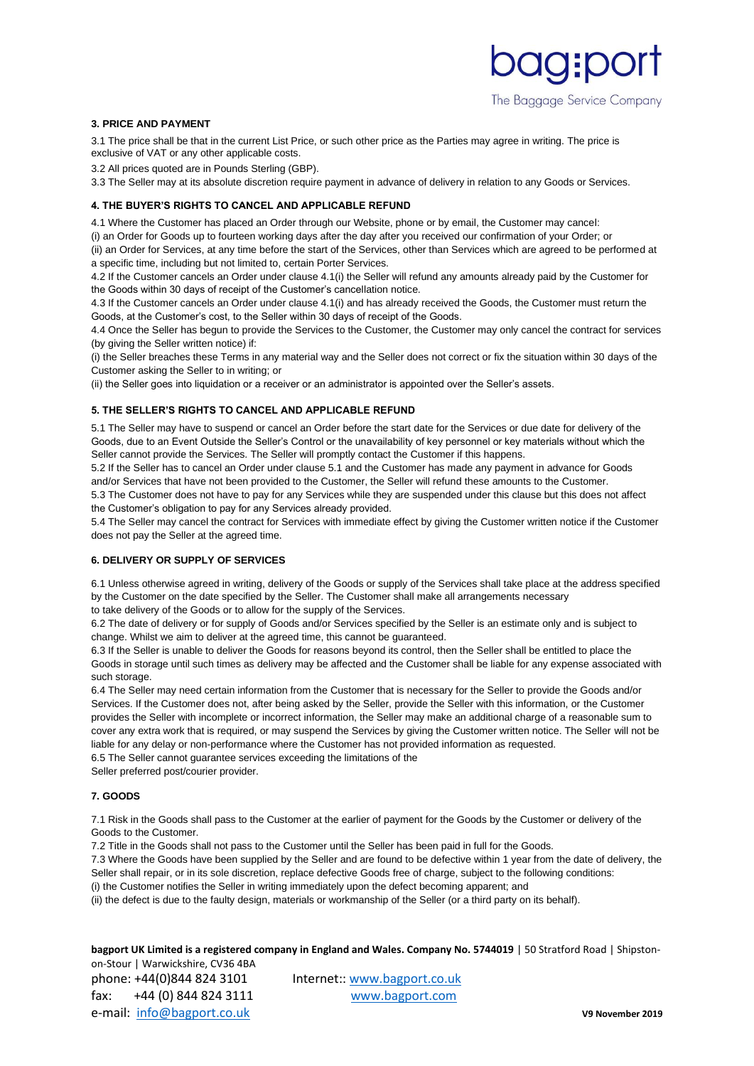### 3. PRICE AND PAYMENT

3.1 The price shall be that in the current List Price, or such other price as the Parties may agree in writing. The price is exclusive of VAT or any other applicable costs.

3.2 All prices quoted are in Pounds Sterling (GBP).

3.3 The Seller may at its absolute discretion require payment in advance of delivery in relation to any Goods or Services.

### 4. THE BUYER'S RIGHTS TO CANCEL AND APPLICABLE REFUND

4.1 Where the Customer has placed an Order through our Website, phone or by email, the Customer may cancel:

(i) an Order for Goods up to fourteen working days after the day after you received our confirmation of your Order; or

(ii) an Order for Services, at any time before the start of the Services, other than Services which are agreed to be performed at a specific time, including but not limited to, certain Porter Services.

4.2 If the Customer cancels an Order under clause 4.1(i) the Seller will refund any amounts already paid by the Customer for the Goods within 30 days of receipt of the Customer's cancellation notice.

4.3 If the Customer cancels an Order under clause 4.1(i) and has already received the Goods, the Customer must return the Goods, at the Customer's cost, to the Seller within 30 days of receipt of the Goods.

4.4 Once the Seller has begun to provide the Services to the Customer, the Customer may only cancel the contract for services (by giving the Seller written notice) if:

(i) the Seller breaches these Terms in any material way and the Seller does not correct or fix the situation within 30 days of the Customer asking the Seller to in writing; or

(ii) the Seller goes into liquidation or a receiver or an administrator is appointed over the Seller's assets.

### 5. THE SELLER'S RIGHTS TO CANCEL AND APPLICABLE REFUND

5.1 The Seller may have to suspend or cancel an Order before the start date for the Services or due date for delivery of the Goods, due to an Event Outside the Seller's Control or the unavailability of key personnel or key materials without which the Seller cannot provide the Services. The Seller will promptly contact the Customer if this happens.

5.2 If the Seller has to cancel an Order under clause 5.1 and the Customer has made any payment in advance for Goods and/or Services that have not been provided to the Customer, the Seller will refund these amounts to the Customer.

5.3 The Customer does not have to pay for any Services while they are suspended under this clause but this does not affect the Customer's obligation to pay for any Services already provided.

5.4 The Seller may cancel the contract for Services with immediate effect by giving the Customer written notice if the Customer does not pay the Seller at the agreed time.

### 6. DELIVERY OR SUPPLY OF SERVICES

6.1 Unless otherwise agreed in writing, delivery of the Goods or supply of the Services shall take place at the address specified by the Customer on the date specified by the Seller. The Customer shall make all arrangements necessary to take delivery of the Goods or to allow for the supply of the Services.

6.2 The date of delivery or for supply of Goods and/or Services specified by the Seller is an estimate only and is subject to change. Whilst we aim to deliver at the agreed time, this cannot be guaranteed.

6.3 If the Seller is unable to deliver the Goods for reasons beyond its control, then the Seller shall be entitled to place the Goods in storage until such times as delivery may be affected and the Customer shall be liable for any expense associated with such storage.

6.4 The Seller may need certain information from the Customer that is necessary for the Seller to provide the Goods and/or Services. If the Customer does not, after being asked by the Seller, provide the Seller with this information, or the Customer provides the Seller with incomplete or incorrect information, the Seller may make an additional charge of a reasonable sum to cover any extra work that is required, or may suspend the Services by giving the Customer written notice. The Seller will not be liable for any delay or non-performance where the Customer has not provided information as requested.

6.5 The Seller cannot guarantee services exceeding the limitations of the Seller preferred post/courier provider.

### 7. GOODS

7.1 Risk in the Goods shall pass to the Customer at the earlier of payment for the Goods by the Customer or delivery of the Goods to the Customer.

7.2 Title in the Goods shall not pass to the Customer until the Seller has been paid in full for the Goods.

7.3 Where the Goods have been supplied by the Seller and are found to be defective within 1 year from the date of delivery, the Seller shall repair, or in its sole discretion, replace defective Goods free of charge, subject to the following conditions:

(i) the Customer notifies the Seller in writing immediately upon the defect becoming apparent; and

(ii) the defect is due to the faulty design, materials or workmanship of the Seller (or a third party on its behalf).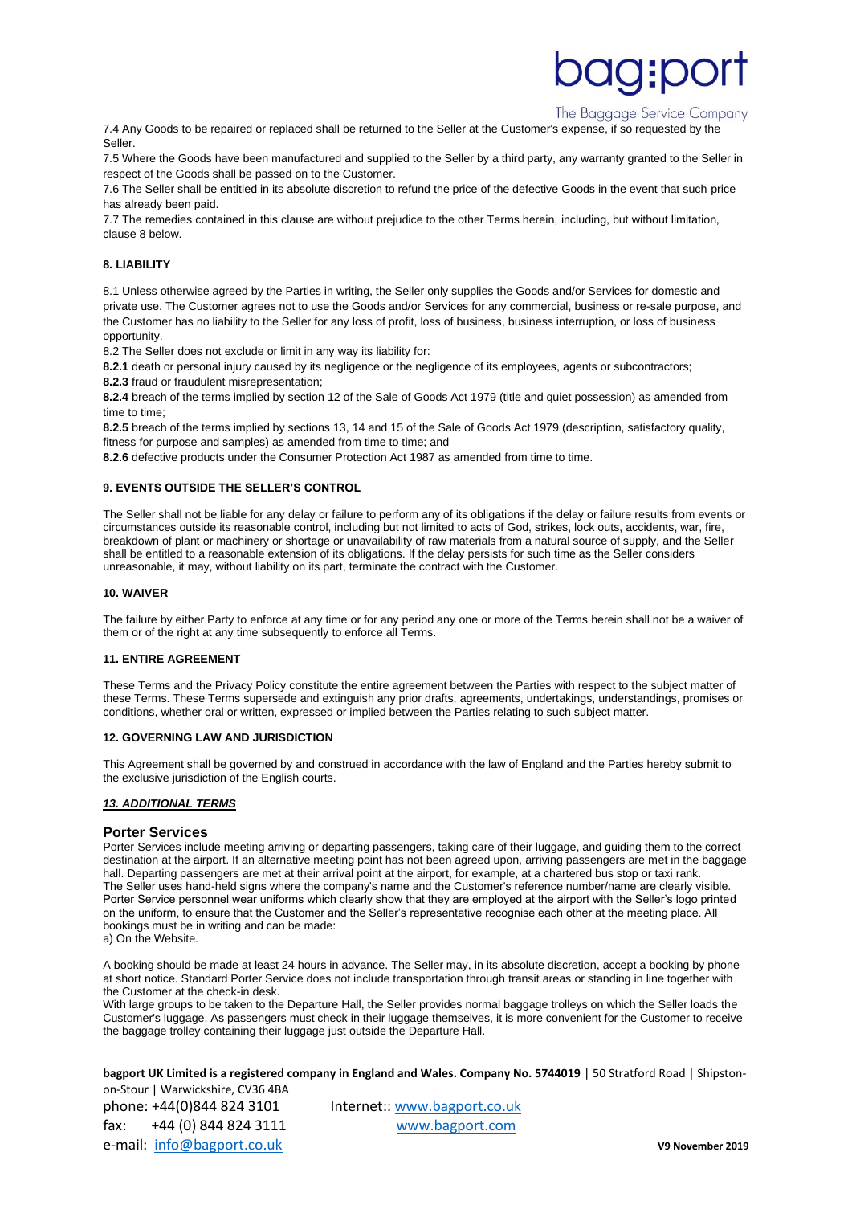7.4 Any Goods to be repaired or replaced shall be returned to the Seller at the Customer's expense, if so requested by the Seller.

7.5 Where the Goods have been manufactured and supplied to the Seller by a third party, any warranty granted to the Seller in respect of the Goods shall be passed on to the Customer.

7.6 The Seller shall be entitled in its absolute discretion to refund the price of the defective Goods in the event that such price has already been paid.

7.7 The remedies contained in this clause are without prejudice to the other Terms herein, including, but without limitation, clause 8 below.

**8. LIABILITY**

8.1 Unless otherwise agreed by the Parties in writing, the Seller only supplies the Goods and/or Services for domestic and private use. The Customer agrees not to use the Goods and/or Services for any commercial, business or re-sale purpose, and the Customer has no liability to the Seller for any loss of profit, loss of business, business interruption, or loss of business opportunity.

8.2 The Seller does not exclude or limit in any way its liability for:

**8.2.1** death or personal injury caused by its negligence or the negligence of its employees, agents or subcontractors;

**8.2.3** fraud or fraudulent misrepresentation;

**8.2.4** breach of the terms implied by section 12 of the Sale of Goods Act 1979 (title and quiet possession) as amended from time to time;

**8.2.5** breach of the terms implied by sections 13, 14 and 15 of the Sale of Goods Act 1979 (description, satisfactory quality, fitness for purpose and samples) as amended from time to time; and

**8.2.6** defective products under the Consumer Protection Act 1987 as amended from time to time.

**9. EVENTS OUTSIDE THE SELLER'S CONTROL**

The Seller shall not be liable for any delay or failure to perform any of its obligations if the delay or failure results from events or circumstances outside its reasonable control, including but not limited to acts of God, strikes, lock outs, accidents, war, fire, breakdown of plant or machinery or shortage or unavailability of raw materials from a natural source of supply, and the Seller shall be entitled to a reasonable extension of its obligations. If the delay persists for such time as the Seller considers unreasonable, it may, without liability on its part, terminate the contract with the Customer.

**10. WAIVER**

The failure by either Party to enforce at any time or for any period any one or more of the Terms herein shall not be a waiver of them or of the right at any time subsequently to enforce all Terms.

**11. ENTIRE AGREEMENT**

These Terms and the Privacy Policy constitute the entire agreement between the Parties with respect to the subject matter of these Terms. These Terms supersede and extinguish any prior drafts, agreements, undertakings, understandings, promises or conditions, whether oral or written, expressed or implied between the Parties relating to such subject matter.

**12. GOVERNING LAW AND JURISDICTION**

This Agreement shall be governed by and construed in accordance with the law of England and the Parties hereby submit to the exclusive jurisdiction of the English courts.

***13. ADDITIONAL TERMS***

## Porter Services

Porter Services include meeting arriving or departing passengers, taking care of their luggage, and guiding them to the correct destination at the airport. If an alternative meeting point has not been agreed upon, arriving passengers are met in the baggage hall. Departing passengers are met at their arrival point at the airport, for example, at a chartered bus stop or taxi rank. The Seller uses hand-held signs where the company's name and the Customer's reference number/name are clearly visible. Porter Service personnel wear uniforms which clearly show that they are employed at the airport with the Seller's logo printed on the uniform, to ensure that the Customer and the Seller's representative recognise each other at the meeting place. All bookings must be in writing and can be made:

a) On the Website.

A booking should be made at least 24 hours in advance. The Seller may, in its absolute discretion, accept a booking by phone at short notice. Standard Porter Service does not include transportation through transit areas or standing in line together with the Customer at the check-in desk.

With large groups to be taken to the Departure Hall, the Seller provides normal baggage trolleys on which the Seller loads the Customer's luggage. As passengers must check in their luggage themselves, it is more convenient for the Customer to receive the baggage trolley containing their luggage just outside the Departure Hall.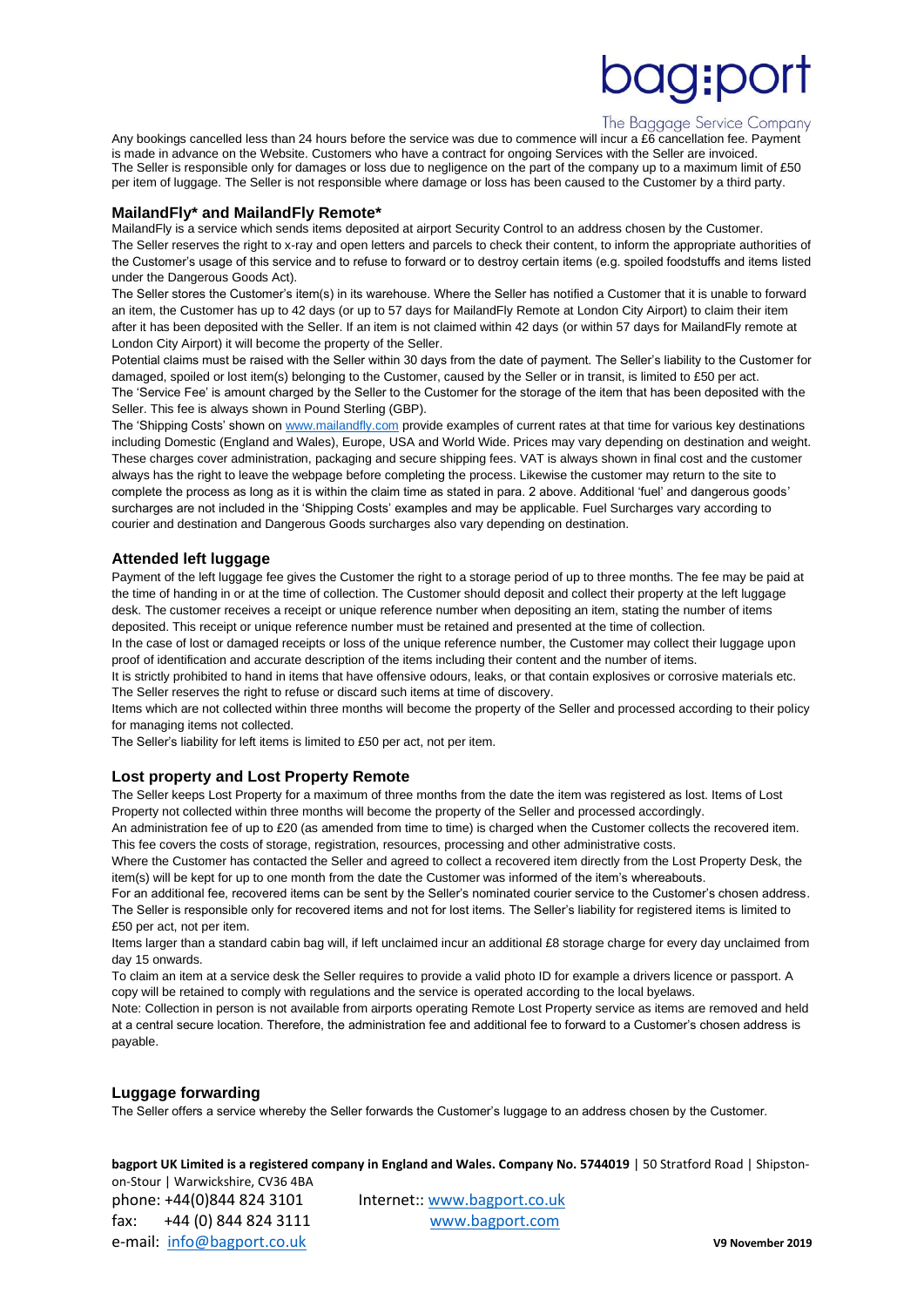Any bookings cancelled less than 24 hours before the service was due to commence will incur a £6 cancellation fee. Payment is made in advance on the Website. Customers who have a contract for ongoing Services with the Seller are invoiced.
The Seller is responsible only for damages or loss due to negligence on the part of the company up to a maximum limit of £50 per item of luggage. The Seller is not responsible where damage or loss has been caused to the Customer by a third party.

## MailandFly* and MailandFly Remote*

MailandFly is a service which sends items deposited at airport Security Control to an address chosen by the Customer.
The Seller reserves the right to x-ray and open letters and parcels to check their content, to inform the appropriate authorities of the Customer's usage of this service and to refuse to forward or to destroy certain items (e.g. spoiled foodstuffs and items listed under the Dangerous Goods Act).
The Seller stores the Customer's item(s) in its warehouse. Where the Seller has notified a Customer that it is unable to forward an item, the Customer has up to 42 days (or up to 57 days for MailandFly Remote at London City Airport) to claim their item after it has been deposited with the Seller. If an item is not claimed within 42 days (or within 57 days for MailandFly remote at London City Airport) it will become the property of the Seller.
Potential claims must be raised with the Seller within 30 days from the date of payment. The Seller's liability to the Customer for damaged, spoiled or lost item(s) belonging to the Customer, caused by the Seller or in transit, is limited to £50 per act.
The 'Service Fee' is amount charged by the Seller to the Customer for the storage of the item that has been deposited with the Seller. This fee is always shown in Pound Sterling (GBP).
The 'Shipping Costs' shown on www.mailandfly.com provide examples of current rates at that time for various key destinations including Domestic (England and Wales), Europe, USA and World Wide. Prices may vary depending on destination and weight. These charges cover administration, packaging and secure shipping fees. VAT is always shown in final cost and the customer always has the right to leave the webpage before completing the process. Likewise the customer may return to the site to complete the process as long as it is within the claim time as stated in para. 2 above. Additional 'fuel' and dangerous goods' surcharges are not included in the 'Shipping Costs' examples and may be applicable. Fuel Surcharges vary according to courier and destination and Dangerous Goods surcharges also vary depending on destination.

## Attended left luggage

Payment of the left luggage fee gives the Customer the right to a storage period of up to three months. The fee may be paid at the time of handing in or at the time of collection. The Customer should deposit and collect their property at the left luggage desk. The customer receives a receipt or unique reference number when depositing an item, stating the number of items deposited. This receipt or unique reference number must be retained and presented at the time of collection.
In the case of lost or damaged receipts or loss of the unique reference number, the Customer may collect their luggage upon proof of identification and accurate description of the items including their content and the number of items.
It is strictly prohibited to hand in items that have offensive odours, leaks, or that contain explosives or corrosive materials etc. The Seller reserves the right to refuse or discard such items at time of discovery.
Items which are not collected within three months will become the property of the Seller and processed according to their policy for managing items not collected.
The Seller's liability for left items is limited to £50 per act, not per item.

## Lost property and Lost Property Remote

The Seller keeps Lost Property for a maximum of three months from the date the item was registered as lost. Items of Lost Property not collected within three months will become the property of the Seller and processed accordingly.
An administration fee of up to £20 (as amended from time to time) is charged when the Customer collects the recovered item. This fee covers the costs of storage, registration, resources, processing and other administrative costs.
Where the Customer has contacted the Seller and agreed to collect a recovered item directly from the Lost Property Desk, the item(s) will be kept for up to one month from the date the Customer was informed of the item's whereabouts.
For an additional fee, recovered items can be sent by the Seller's nominated courier service to the Customer's chosen address. The Seller is responsible only for recovered items and not for lost items. The Seller's liability for registered items is limited to £50 per act, not per item.
Items larger than a standard cabin bag will, if left unclaimed incur an additional £8 storage charge for every day unclaimed from day 15 onwards.
To claim an item at a service desk the Seller requires to provide a valid photo ID for example a drivers licence or passport. A copy will be retained to comply with regulations and the service is operated according to the local byelaws.
Note: Collection in person is not available from airports operating Remote Lost Property service as items are removed and held at a central secure location. Therefore, the administration fee and additional fee to forward to a Customer's chosen address is payable.

## Luggage forwarding

The Seller offers a service whereby the Seller forwards the Customer's luggage to an address chosen by the Customer.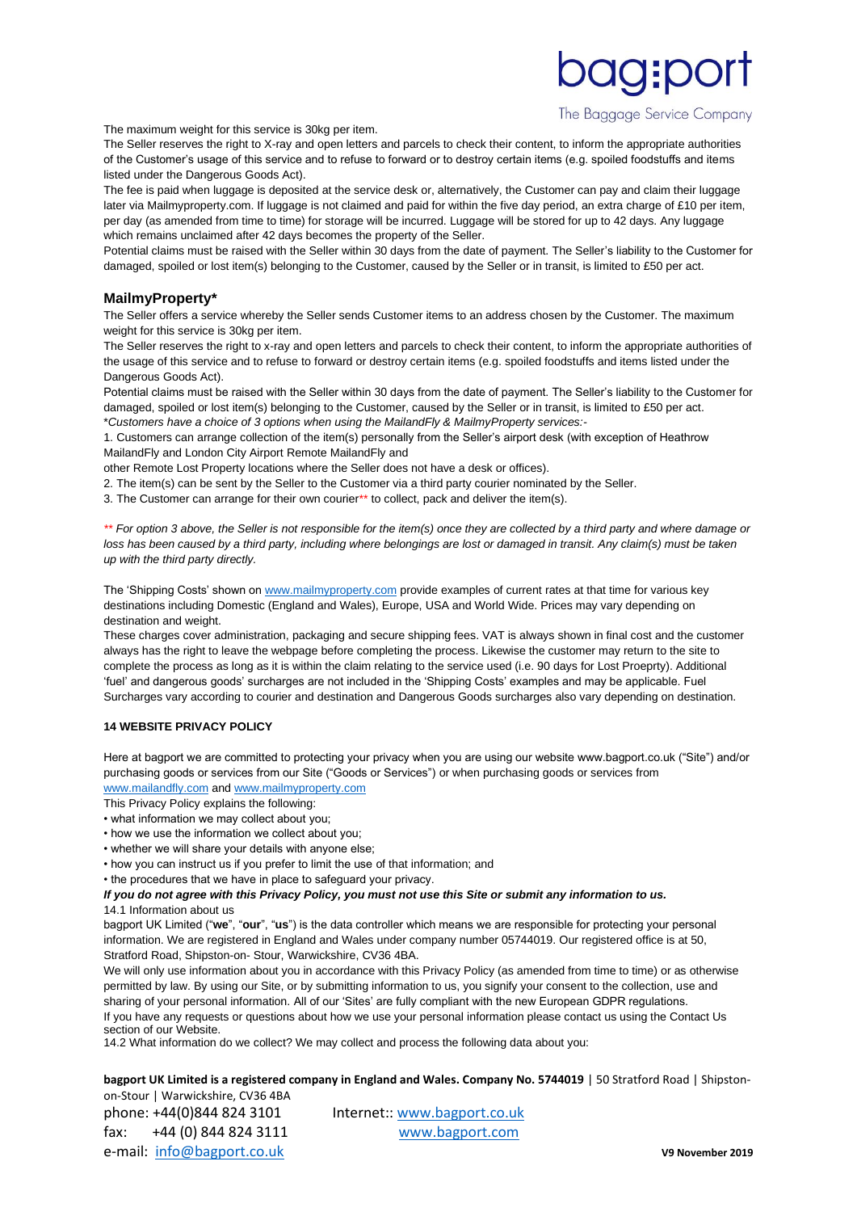The maximum weight for this service is 30kg per item.

The Seller reserves the right to X-ray and open letters and parcels to check their content, to inform the appropriate authorities of the Customer's usage of this service and to refuse to forward or to destroy certain items (e.g. spoiled foodstuffs and items listed under the Dangerous Goods Act).

The fee is paid when luggage is deposited at the service desk or, alternatively, the Customer can pay and claim their luggage later via Mailmyproperty.com. If luggage is not claimed and paid for within the five day period, an extra charge of £10 per item, per day (as amended from time to time) for storage will be incurred. Luggage will be stored for up to 42 days. Any luggage which remains unclaimed after 42 days becomes the property of the Seller.

Potential claims must be raised with the Seller within 30 days from the date of payment. The Seller's liability to the Customer for damaged, spoiled or lost item(s) belonging to the Customer, caused by the Seller or in transit, is limited to £50 per act.

## MailmyProperty*

The Seller offers a service whereby the Seller sends Customer items to an address chosen by the Customer. The maximum weight for this service is 30kg per item.

The Seller reserves the right to x-ray and open letters and parcels to check their content, to inform the appropriate authorities of the usage of this service and to refuse to forward or destroy certain items (e.g. spoiled foodstuffs and items listed under the Dangerous Goods Act).

Potential claims must be raised with the Seller within 30 days from the date of payment. The Seller's liability to the Customer for damaged, spoiled or lost item(s) belonging to the Customer, caused by the Seller or in transit, is limited to £50 per act.

*\*Customers have a choice of 3 options when using the MailandFly & MailmyProperty services:-*

1. Customers can arrange collection of the item(s) personally from the Seller's airport desk (with exception of Heathrow MailandFly and London City Airport Remote MailandFly and other Remote Lost Property locations where the Seller does not have a desk or offices).
2. The item(s) can be sent by the Seller to the Customer via a third party courier nominated by the Seller.
3. The Customer can arrange for their own courier** to collect, pack and deliver the item(s).

*\*\* For option 3 above, the Seller is not responsible for the item(s) once they are collected by a third party and where damage or loss has been caused by a third party, including where belongings are lost or damaged in transit. Any claim(s) must be taken up with the third party directly.*

The 'Shipping Costs' shown on www.mailmyproperty.com provide examples of current rates at that time for various key destinations including Domestic (England and Wales), Europe, USA and World Wide. Prices may vary depending on destination and weight.

These charges cover administration, packaging and secure shipping fees. VAT is always shown in final cost and the customer always has the right to leave the webpage before completing the process. Likewise the customer may return to the site to complete the process as long as it is within the claim relating to the service used (i.e. 90 days for Lost Proeprty). Additional 'fuel' and dangerous goods' surcharges are not included in the 'Shipping Costs' examples and may be applicable. Fuel Surcharges vary according to courier and destination and Dangerous Goods surcharges also vary depending on destination.

### 14 WEBSITE PRIVACY POLICY

Here at bagport we are committed to protecting your privacy when you are using our website www.bagport.co.uk ("Site") and/or purchasing goods or services from our Site ("Goods or Services") or when purchasing goods or services from www.mailandfly.com and www.mailmyproperty.com

This Privacy Policy explains the following:

- what information we may collect about you;
- how we use the information we collect about you;
- whether we will share your details with anyone else;
- how you can instruct us if you prefer to limit the use of that information; and
- the procedures that we have in place to safeguard your privacy.

***If you do not agree with this Privacy Policy, you must not use this Site or submit any information to us.***

14.1 Information about us

bagport UK Limited ("**we**", "**our**", "**us**") is the data controller which means we are responsible for protecting your personal information. We are registered in England and Wales under company number 05744019. Our registered office is at 50, Stratford Road, Shipston-on- Stour, Warwickshire, CV36 4BA.

We will only use information about you in accordance with this Privacy Policy (as amended from time to time) or as otherwise permitted by law. By using our Site, or by submitting information to us, you signify your consent to the collection, use and sharing of your personal information. All of our 'Sites' are fully compliant with the new European GDPR regulations.

If you have any requests or questions about how we use your personal information please contact us using the Contact Us section of our Website.

14.2 What information do we collect? We may collect and process the following data about you: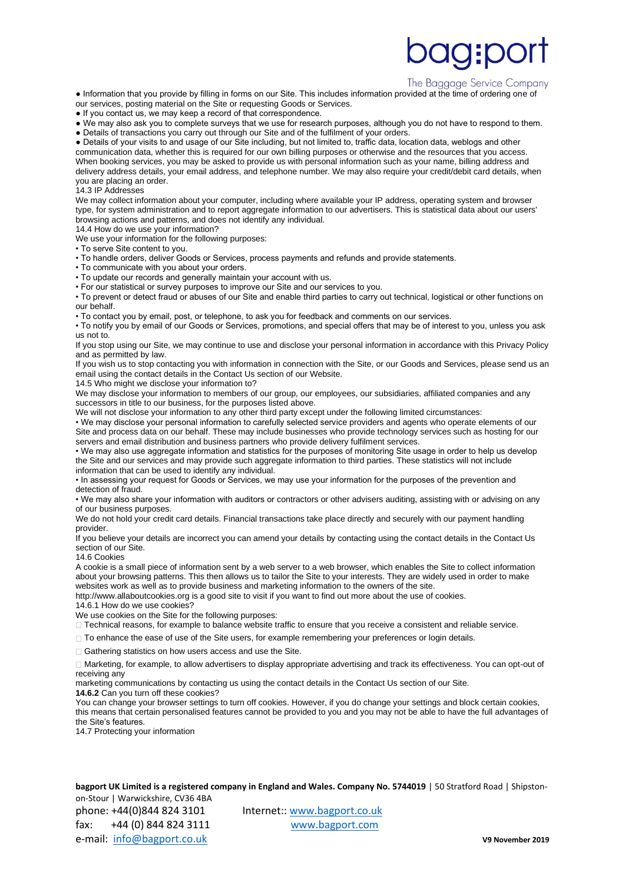- Information that you provide by filling in forms on our Site. This includes information provided at the time of ordering one of our services, posting material on the Site or requesting Goods or Services.
- If you contact us, we may keep a record of that correspondence.
- We may also ask you to complete surveys that we use for research purposes, although you do not have to respond to them.
- Details of transactions you carry out through our Site and of the fulfilment of your orders.
- Details of your visits to and usage of our Site including, but not limited to, traffic data, location data, weblogs and other communication data, whether this is required for our own billing purposes or otherwise and the resources that you access.

When booking services, you may be asked to provide us with personal information such as your name, billing address and delivery address details, your email address, and telephone number. We may also require your credit/debit card details, when you are placing an order.

14.3 IP Addresses

We may collect information about your computer, including where available your IP address, operating system and browser type, for system administration and to report aggregate information to our advertisers. This is statistical data about our users' browsing actions and patterns, and does not identify any individual.

14.4 How do we use your information?

We use your information for the following purposes:

- To serve Site content to you.
- To handle orders, deliver Goods or Services, process payments and refunds and provide statements.
- To communicate with you about your orders.
- To update our records and generally maintain your account with us.
- For our statistical or survey purposes to improve our Site and our services to you.
- To prevent or detect fraud or abuses of our Site and enable third parties to carry out technical, logistical or other functions on our behalf.
- To contact you by email, post, or telephone, to ask you for feedback and comments on our services.
- To notify you by email of our Goods or Services, promotions, and special offers that may be of interest to you, unless you ask us not to.

If you stop using our Site, we may continue to use and disclose your personal information in accordance with this Privacy Policy and as permitted by law.

If you wish us to stop contacting you with information in connection with the Site, or our Goods and Services, please send us an email using the contact details in the Contact Us section of our Website.

14.5 Who might we disclose your information to?

We may disclose your information to members of our group, our employees, our subsidiaries, affiliated companies and any successors in title to our business, for the purposes listed above.

We will not disclose your information to any other third party except under the following limited circumstances:

- We may disclose your personal information to carefully selected service providers and agents who operate elements of our Site and process data on our behalf. These may include businesses who provide technology services such as hosting for our servers and email distribution and business partners who provide delivery fulfilment services.
- We may also use aggregate information and statistics for the purposes of monitoring Site usage in order to help us develop the Site and our services and may provide such aggregate information to third parties. These statistics will not include information that can be used to identify any individual.
- In assessing your request for Goods or Services, we may use your information for the purposes of the prevention and detection of fraud.
- We may also share your information with auditors or contractors or other advisers auditing, assisting with or advising on any of our business purposes.

We do not hold your credit card details. Financial transactions take place directly and securely with our payment handling provider.

If you believe your details are incorrect you can amend your details by contacting using the contact details in the Contact Us section of our Site.

14.6 Cookies

A cookie is a small piece of information sent by a web server to a web browser, which enables the Site to collect information about your browsing patterns. This then allows us to tailor the Site to your interests. They are widely used in order to make websites work as well as to provide business and marketing information to the owners of the site.

http://www.allaboutcookies.org is a good site to visit if you want to find out more about the use of cookies.

14.6.1 How do we use cookies?

We use cookies on the Site for the following purposes:

- Technical reasons, for example to balance website traffic to ensure that you receive a consistent and reliable service.
- To enhance the ease of use of the Site users, for example remembering your preferences or login details.
- Gathering statistics on how users access and use the Site.
- Marketing, for example, to allow advertisers to display appropriate advertising and track its effectiveness. You can opt-out of receiving any marketing communications by contacting us using the contact details in the Contact Us section of our Site.

**14.6.2** Can you turn off these cookies?

You can change your browser settings to turn off cookies. However, if you do change your settings and block certain cookies, this means that certain personalised features cannot be provided to you and you may not be able to have the full advantages of the Site's features.

14.7 Protecting your information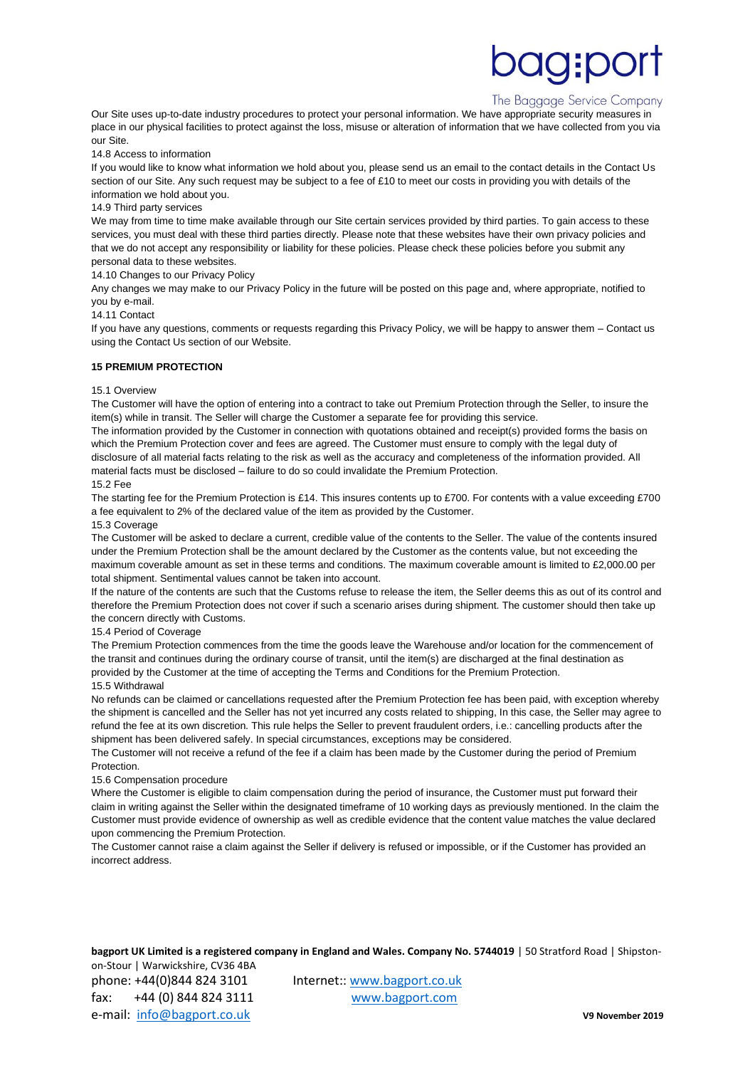Our Site uses up-to-date industry procedures to protect your personal information. We have appropriate security measures in place in our physical facilities to protect against the loss, misuse or alteration of information that we have collected from you via our Site.

14.8 Access to information

If you would like to know what information we hold about you, please send us an email to the contact details in the Contact Us section of our Site. Any such request may be subject to a fee of £10 to meet our costs in providing you with details of the information we hold about you.

14.9 Third party services

We may from time to time make available through our Site certain services provided by third parties. To gain access to these services, you must deal with these third parties directly. Please note that these websites have their own privacy policies and that we do not accept any responsibility or liability for these policies. Please check these policies before you submit any personal data to these websites.

14.10 Changes to our Privacy Policy

Any changes we may make to our Privacy Policy in the future will be posted on this page and, where appropriate, notified to you by e-mail.

14.11 Contact

If you have any questions, comments or requests regarding this Privacy Policy, we will be happy to answer them – Contact us using the Contact Us section of our Website.

## 15 PREMIUM PROTECTION

15.1 Overview

The Customer will have the option of entering into a contract to take out Premium Protection through the Seller, to insure the item(s) while in transit. The Seller will charge the Customer a separate fee for providing this service.

The information provided by the Customer in connection with quotations obtained and receipt(s) provided forms the basis on which the Premium Protection cover and fees are agreed. The Customer must ensure to comply with the legal duty of disclosure of all material facts relating to the risk as well as the accuracy and completeness of the information provided. All material facts must be disclosed – failure to do so could invalidate the Premium Protection.

15.2 Fee

The starting fee for the Premium Protection is £14. This insures contents up to £700. For contents with a value exceeding £700 a fee equivalent to 2% of the declared value of the item as provided by the Customer.

15.3 Coverage

The Customer will be asked to declare a current, credible value of the contents to the Seller. The value of the contents insured under the Premium Protection shall be the amount declared by the Customer as the contents value, but not exceeding the maximum coverable amount as set in these terms and conditions. The maximum coverable amount is limited to £2,000.00 per total shipment. Sentimental values cannot be taken into account.

If the nature of the contents are such that the Customs refuse to release the item, the Seller deems this as out of its control and therefore the Premium Protection does not cover if such a scenario arises during shipment. The customer should then take up the concern directly with Customs.

15.4 Period of Coverage

The Premium Protection commences from the time the goods leave the Warehouse and/or location for the commencement of the transit and continues during the ordinary course of transit, until the item(s) are discharged at the final destination as provided by the Customer at the time of accepting the Terms and Conditions for the Premium Protection.

15.5 Withdrawal

No refunds can be claimed or cancellations requested after the Premium Protection fee has been paid, with exception whereby the shipment is cancelled and the Seller has not yet incurred any costs related to shipping, In this case, the Seller may agree to refund the fee at its own discretion. This rule helps the Seller to prevent fraudulent orders, i.e.: cancelling products after the shipment has been delivered safely. In special circumstances, exceptions may be considered.

The Customer will not receive a refund of the fee if a claim has been made by the Customer during the period of Premium Protection.

15.6 Compensation procedure

Where the Customer is eligible to claim compensation during the period of insurance, the Customer must put forward their claim in writing against the Seller within the designated timeframe of 10 working days as previously mentioned. In the claim the Customer must provide evidence of ownership as well as credible evidence that the content value matches the value declared upon commencing the Premium Protection.

The Customer cannot raise a claim against the Seller if delivery is refused or impossible, or if the Customer has provided an incorrect address.